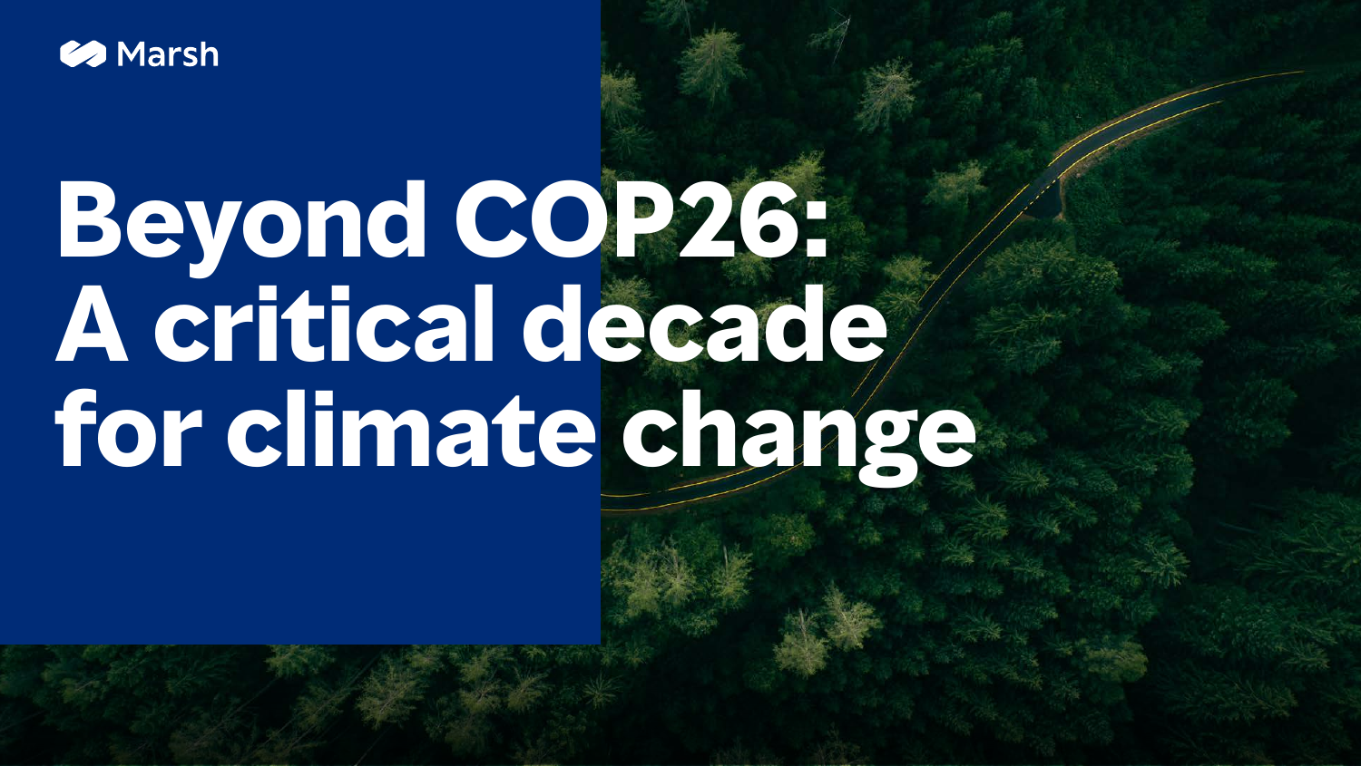Marsh

# Beyond COP26: A critical decade for climate change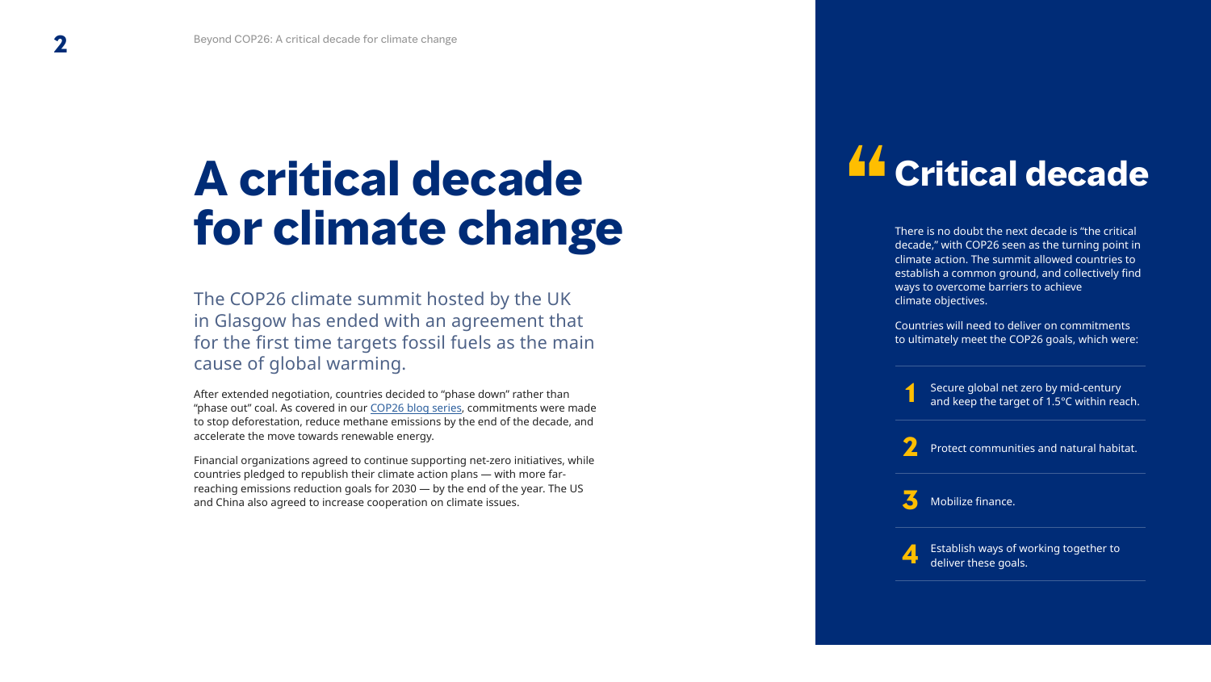# A critical decade for climate change

The COP26 climate summit hosted by the UK in Glasgow has ended with an agreement that for the first time targets fossil fuels as the main cause of global warming.

After extended negotiation, countries decided to "phase down" rather than "phase out" coal. As covered in our COP26 blog series, commitments were made to stop deforestation, reduce methane emissions by the end of the decade, and accelerate the move towards renewable energy.

Financial organizations agreed to continue supporting net-zero initiatives, while countries pledged to republish their climate action plans — with more far-reaching emissions reduction goals for 2030 — by the end of the year. The US and China also agreed to increase cooperation on climate issues.

## Critical decade

There is no doubt the next decade is "the critical decade," with COP26 seen as the turning point in climate action. The summit allowed countries to establish a common ground, and collectively find ways to overcome barriers to achieve climate objectives.

Countries will need to deliver on commitments to ultimately meet the COP26 goals, which were:

1. Secure global net zero by mid-century and keep the target of 1.5°C within reach.
2. Protect communities and natural habitat.
3. Mobilize finance.
4. Establish ways of working together to deliver these goals.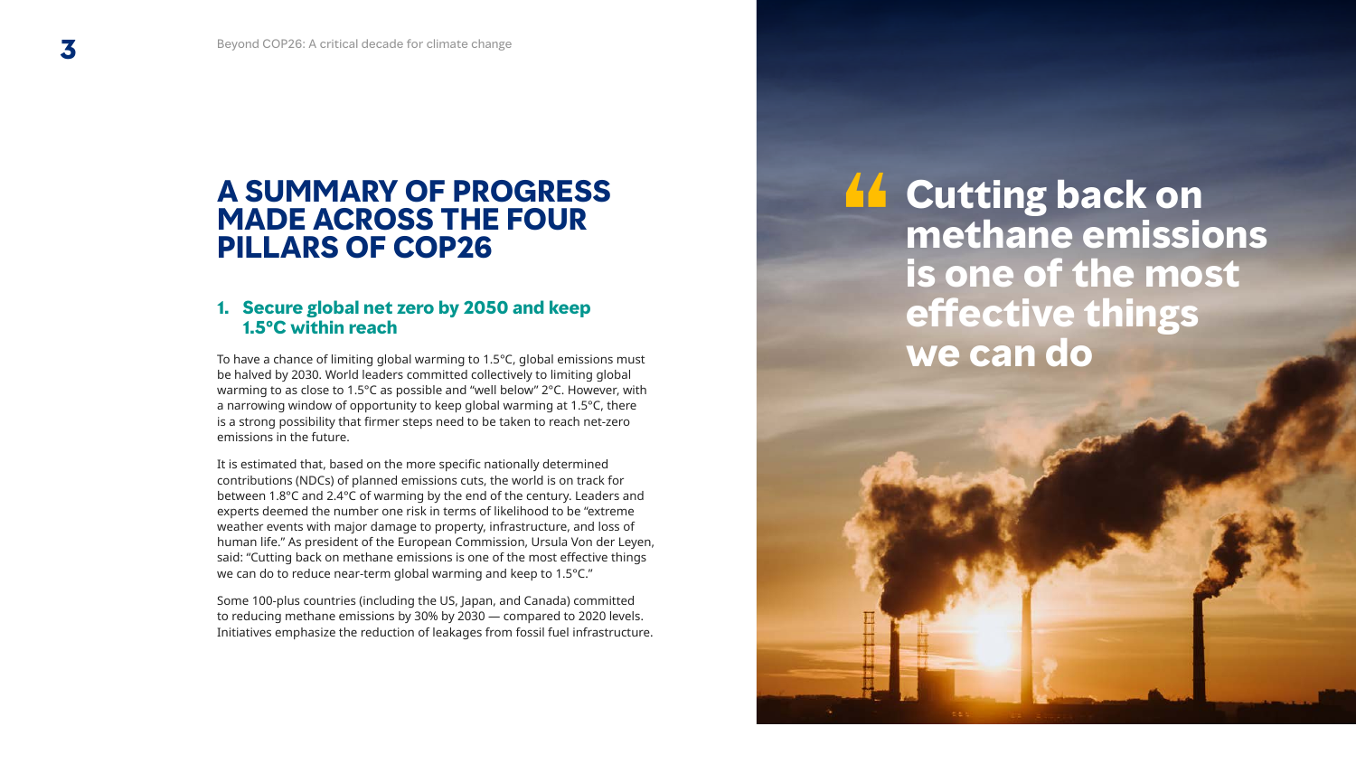# A SUMMARY OF PROGRESS MADE ACROSS THE FOUR PILLARS OF COP26

## 1. Secure global net zero by 2050 and keep 1.5°C within reach

To have a chance of limiting global warming to 1.5°C, global emissions must be halved by 2030. World leaders committed collectively to limiting global warming to as close to 1.5°C as possible and "well below" 2°C. However, with a narrowing window of opportunity to keep global warming at 1.5°C, there is a strong possibility that firmer steps need to be taken to reach net-zero emissions in the future.

It is estimated that, based on the more specific nationally determined contributions (NDCs) of planned emissions cuts, the world is on track for between 1.8°C and 2.4°C of warming by the end of the century. Leaders and experts deemed the number one risk in terms of likelihood to be "extreme weather events with major damage to property, infrastructure, and loss of human life." As president of the European Commission, Ursula Von der Leyen, said: "Cutting back on methane emissions is one of the most effective things we can do to reduce near-term global warming and keep to 1.5°C."

Some 100-plus countries (including the US, Japan, and Canada) committed to reducing methane emissions by 30% by 2030 — compared to 2020 levels. Initiatives emphasize the reduction of leakages from fossil fuel infrastructure.

> **"Cutting back on methane emissions is one of the most effective things we can do**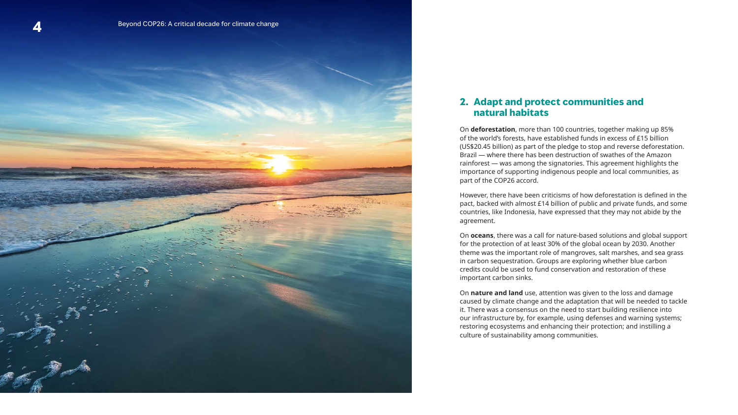## 2. Adapt and protect communities and natural habitats

On **deforestation**, more than 100 countries, together making up 85% of the world's forests, have established funds in excess of £15 billion (US$20.45 billion) as part of the pledge to stop and reverse deforestation. Brazil — where there has been destruction of swathes of the Amazon rainforest — was among the signatories. This agreement highlights the importance of supporting indigenous people and local communities, as part of the COP26 accord.

However, there have been criticisms of how deforestation is defined in the pact, backed with almost £14 billion of public and private funds, and some countries, like Indonesia, have expressed that they may not abide by the agreement.

On **oceans**, there was a call for nature-based solutions and global support for the protection of at least 30% of the global ocean by 2030. Another theme was the important role of mangroves, salt marshes, and sea grass in carbon sequestration. Groups are exploring whether blue carbon credits could be used to fund conservation and restoration of these important carbon sinks.

On **nature and land** use, attention was given to the loss and damage caused by climate change and the adaptation that will be needed to tackle it. There was a consensus on the need to start building resilience into our infrastructure by, for example, using defenses and warning systems; restoring ecosystems and enhancing their protection; and instilling a culture of sustainability among communities.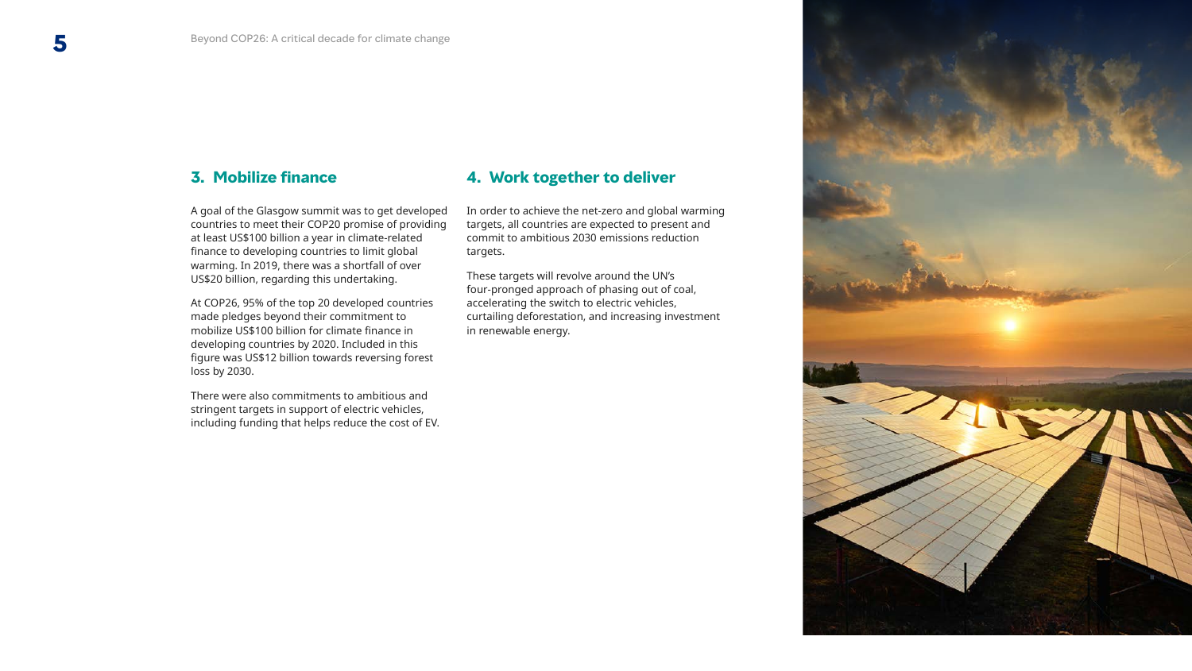## 3. Mobilize finance

A goal of the Glasgow summit was to get developed countries to meet their COP20 promise of providing at least US$100 billion a year in climate-related finance to developing countries to limit global warming. In 2019, there was a shortfall of over US$20 billion, regarding this undertaking.

At COP26, 95% of the top 20 developed countries made pledges beyond their commitment to mobilize US$100 billion for climate finance in developing countries by 2020. Included in this figure was US$12 billion towards reversing forest loss by 2030.

There were also commitments to ambitious and stringent targets in support of electric vehicles, including funding that helps reduce the cost of EV.

## 4. Work together to deliver

In order to achieve the net-zero and global warming targets, all countries are expected to present and commit to ambitious 2030 emissions reduction targets.

These targets will revolve around the UN's four-pronged approach of phasing out of coal, accelerating the switch to electric vehicles, curtailing deforestation, and increasing investment in renewable energy.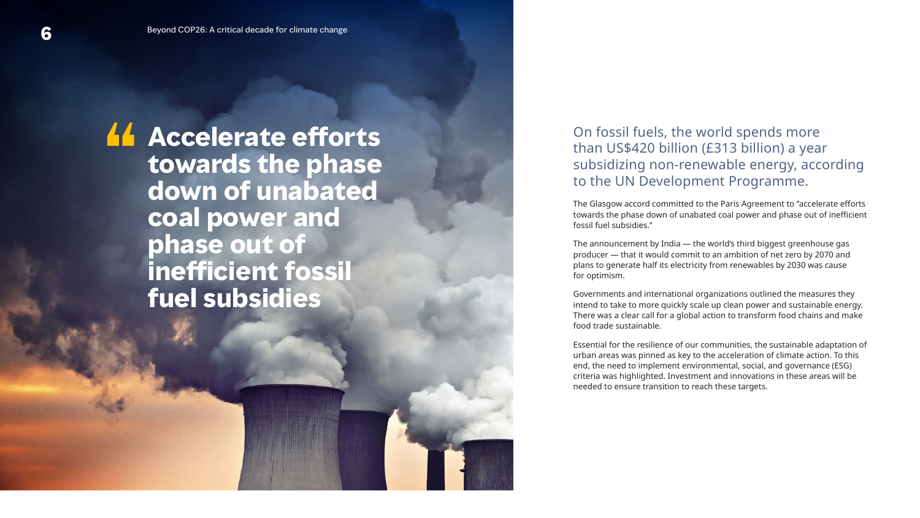> **Accelerate efforts towards the phase down of unabated coal power and phase out of inefficient fossil fuel subsidies**

On fossil fuels, the world spends more than US$420 billion (£313 billion) a year subsidizing non-renewable energy, according to the UN Development Programme.

The Glasgow accord committed to the Paris Agreement to "accelerate efforts towards the phase down of unabated coal power and phase out of inefficient fossil fuel subsidies."

The announcement by India — the world's third biggest greenhouse gas producer — that it would commit to an ambition of net zero by 2070 and plans to generate half its electricity from renewables by 2030 was cause for optimism.

Governments and international organizations outlined the measures they intend to take to more quickly scale up clean power and sustainable energy. There was a clear call for a global action to transform food chains and make food trade sustainable.

Essential for the resilience of our communities, the sustainable adaptation of urban areas was pinned as key to the acceleration of climate action. To this end, the need to implement environmental, social, and governance (ESG) criteria was highlighted. Investment and innovations in these areas will be needed to ensure transition to reach these targets.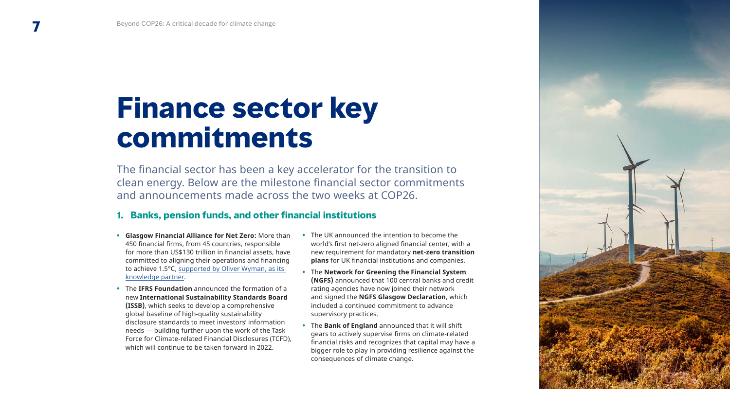# Finance sector key commitments

The financial sector has been a key accelerator for the transition to clean energy. Below are the milestone financial sector commitments and announcements made across the two weeks at COP26.

## 1. Banks, pension funds, and other financial institutions

- **Glasgow Financial Alliance for Net Zero:** More than 450 financial firms, from 45 countries, responsible for more than US$130 trillion in financial assets, have committed to aligning their operations and financing to achieve 1.5°C, supported by Oliver Wyman, as its knowledge partner.
- The **IFRS Foundation** announced the formation of a new **International Sustainability Standards Board (ISSB)**, which seeks to develop a comprehensive global baseline of high-quality sustainability disclosure standards to meet investors' information needs — building further upon the work of the Task Force for Climate-related Financial Disclosures (TCFD), which will continue to be taken forward in 2022.
- The UK announced the intention to become the world's first net-zero aligned financial center, with a new requirement for mandatory **net-zero transition plans** for UK financial institutions and companies.
- The **Network for Greening the Financial System (NGFS)** announced that 100 central banks and credit rating agencies have now joined their network and signed the **NGFS Glasgow Declaration**, which included a continued commitment to advance supervisory practices.
- The **Bank of England** announced that it will shift gears to actively supervise firms on climate-related financial risks and recognizes that capital may have a bigger role to play in providing resilience against the consequences of climate change.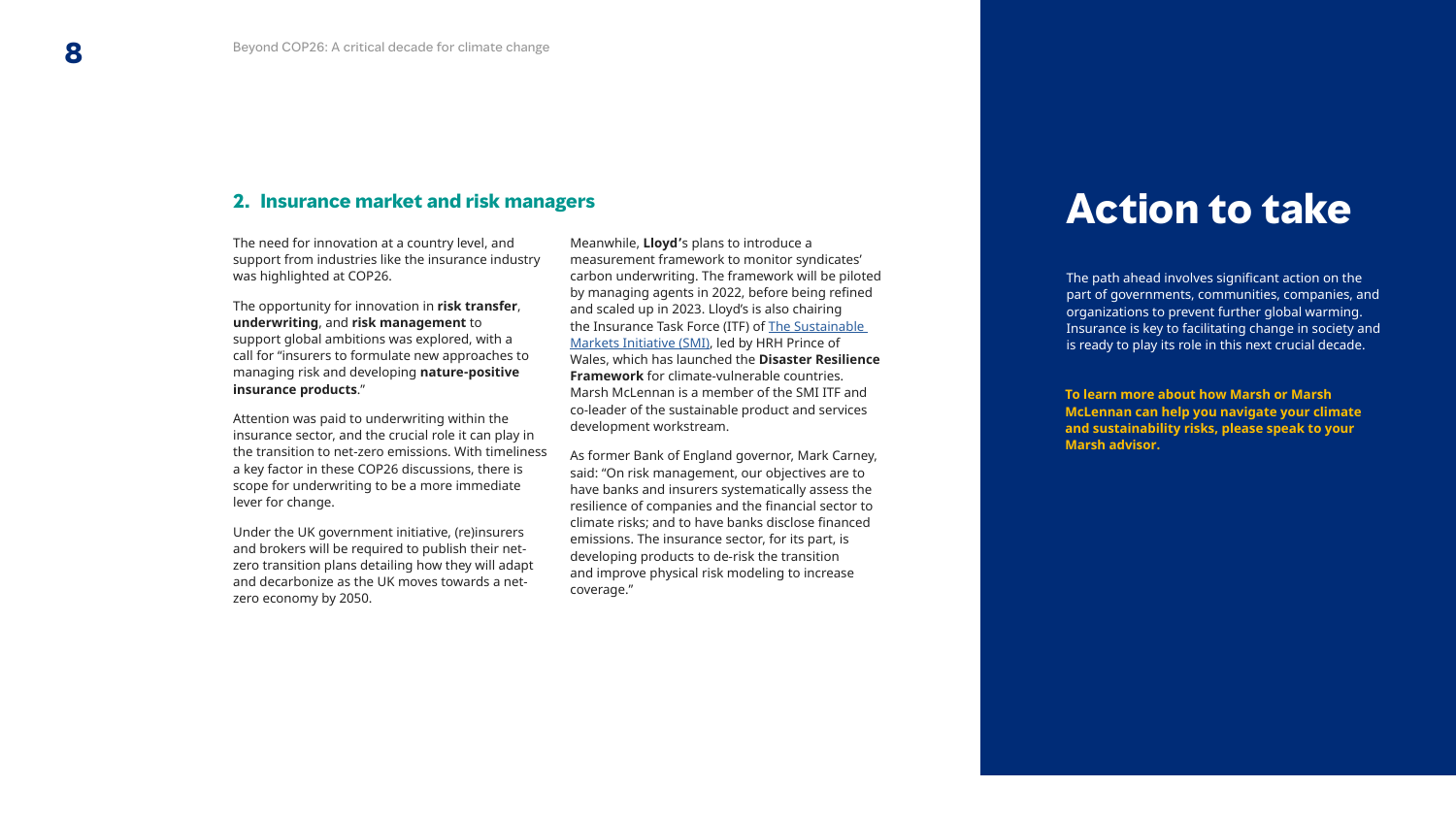## 2. Insurance market and risk managers

The need for innovation at a country level, and support from industries like the insurance industry was highlighted at COP26.

The opportunity for innovation in **risk transfer**, **underwriting**, and **risk management** to support global ambitions was explored, with a call for "insurers to formulate new approaches to managing risk and developing **nature-positive insurance products**."

Attention was paid to underwriting within the insurance sector, and the crucial role it can play in the transition to net-zero emissions. With timeliness a key factor in these COP26 discussions, there is scope for underwriting to be a more immediate lever for change.

Under the UK government initiative, (re)insurers and brokers will be required to publish their net-zero transition plans detailing how they will adapt and decarbonize as the UK moves towards a net-zero economy by 2050.

Meanwhile, **Lloyd'**s plans to introduce a measurement framework to monitor syndicates' carbon underwriting. The framework will be piloted by managing agents in 2022, before being refined and scaled up in 2023. Lloyd's is also chairing the Insurance Task Force (ITF) of [The Sustainable Markets Initiative (SMI)](), led by HRH Prince of Wales, which has launched the **Disaster Resilience Framework** for climate-vulnerable countries. Marsh McLennan is a member of the SMI ITF and co-leader of the sustainable product and services development workstream.

As former Bank of England governor, Mark Carney, said: "On risk management, our objectives are to have banks and insurers systematically assess the resilience of companies and the financial sector to climate risks; and to have banks disclose financed emissions. The insurance sector, for its part, is developing products to de-risk the transition and improve physical risk modeling to increase coverage."

# Action to take

The path ahead involves significant action on the part of governments, communities, companies, and organizations to prevent further global warming. Insurance is key to facilitating change in society and is ready to play its role in this next crucial decade.

**To learn more about how Marsh or Marsh McLennan can help you navigate your climate and sustainability risks, please speak to your Marsh advisor.**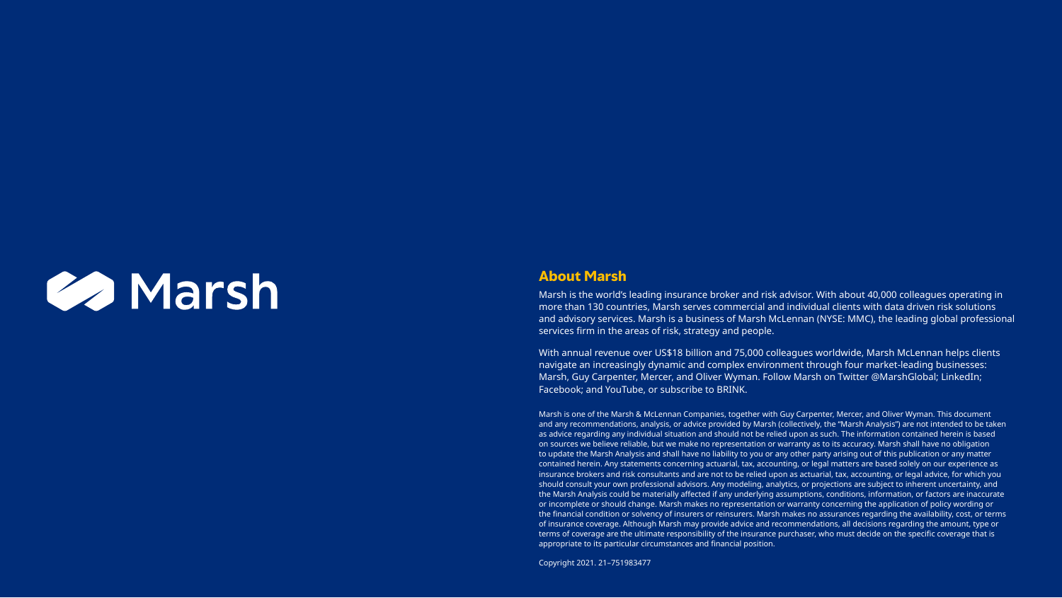Marsh

## About Marsh

Marsh is the world's leading insurance broker and risk advisor. With about 40,000 colleagues operating in more than 130 countries, Marsh serves commercial and individual clients with data driven risk solutions and advisory services. Marsh is a business of Marsh McLennan (NYSE: MMC), the leading global professional services firm in the areas of risk, strategy and people.

With annual revenue over US$18 billion and 75,000 colleagues worldwide, Marsh McLennan helps clients navigate an increasingly dynamic and complex environment through four market-leading businesses: Marsh, Guy Carpenter, Mercer, and Oliver Wyman. Follow Marsh on Twitter @MarshGlobal; LinkedIn; Facebook; and YouTube, or subscribe to BRINK.

Marsh is one of the Marsh & McLennan Companies, together with Guy Carpenter, Mercer, and Oliver Wyman. This document and any recommendations, analysis, or advice provided by Marsh (collectively, the "Marsh Analysis") are not intended to be taken as advice regarding any individual situation and should not be relied upon as such. The information contained herein is based on sources we believe reliable, but we make no representation or warranty as to its accuracy. Marsh shall have no obligation to update the Marsh Analysis and shall have no liability to you or any other party arising out of this publication or any matter contained herein. Any statements concerning actuarial, tax, accounting, or legal matters are based solely on our experience as insurance brokers and risk consultants and are not to be relied upon as actuarial, tax, accounting, or legal advice, for which you should consult your own professional advisors. Any modeling, analytics, or projections are subject to inherent uncertainty, and the Marsh Analysis could be materially affected if any underlying assumptions, conditions, information, or factors are inaccurate or incomplete or should change. Marsh makes no representation or warranty concerning the application of policy wording or the financial condition or solvency of insurers or reinsurers. Marsh makes no assurances regarding the availability, cost, or terms of insurance coverage. Although Marsh may provide advice and recommendations, all decisions regarding the amount, type or terms of coverage are the ultimate responsibility of the insurance purchaser, who must decide on the specific coverage that is appropriate to its particular circumstances and financial position.

Copyright 2021. 21–751983477